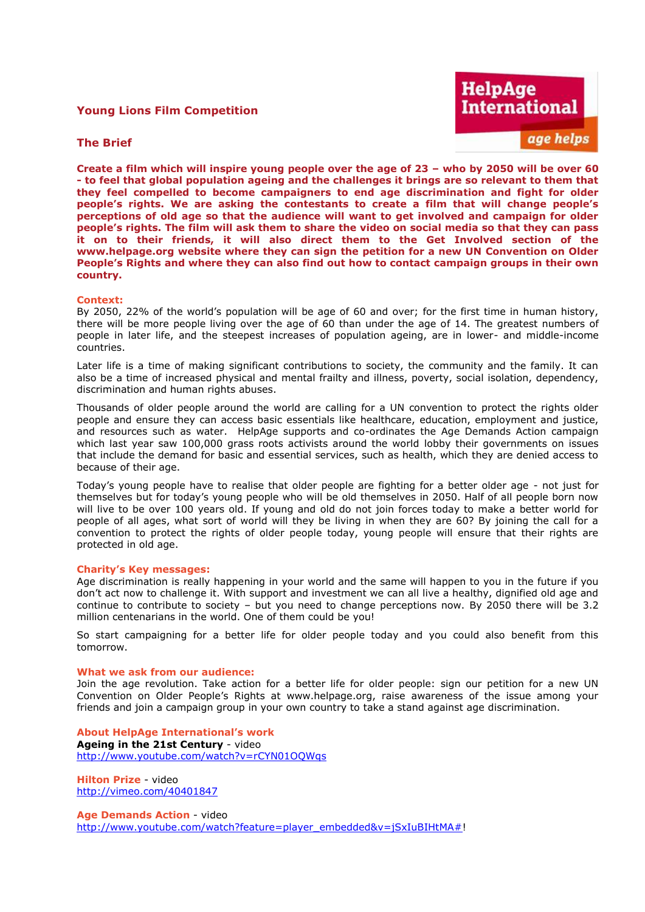# Young Lions Film Competition

HelpAge International
age helps

## The Brief

**Create a film which will inspire young people over the age of 23 – who by 2050 will be over 60 - to feel that global population ageing and the challenges it brings are so relevant to them that they feel compelled to become campaigners to end age discrimination and fight for older people's rights. We are asking the contestants to create a film that will change people's perceptions of old age so that the audience will want to get involved and campaign for older people's rights. The film will ask them to share the video on social media so that they can pass it on to their friends, it will also direct them to the Get Involved section of the www.helpage.org website where they can sign the petition for a new UN Convention on Older People's Rights and where they can also find out how to contact campaign groups in their own country.**

### Context:

By 2050, 22% of the world's population will be age of 60 and over; for the first time in human history, there will be more people living over the age of 60 than under the age of 14. The greatest numbers of people in later life, and the steepest increases of population ageing, are in lower- and middle-income countries.

Later life is a time of making significant contributions to society, the community and the family. It can also be a time of increased physical and mental frailty and illness, poverty, social isolation, dependency, discrimination and human rights abuses.

Thousands of older people around the world are calling for a UN convention to protect the rights older people and ensure they can access basic essentials like healthcare, education, employment and justice, and resources such as water. HelpAge supports and co-ordinates the Age Demands Action campaign which last year saw 100,000 grass roots activists around the world lobby their governments on issues that include the demand for basic and essential services, such as health, which they are denied access to because of their age.

Today's young people have to realise that older people are fighting for a better older age - not just for themselves but for today's young people who will be old themselves in 2050. Half of all people born now will live to be over 100 years old. If young and old do not join forces today to make a better world for people of all ages, what sort of world will they be living in when they are 60? By joining the call for a convention to protect the rights of older people today, young people will ensure that their rights are protected in old age.

### Charity's Key messages:

Age discrimination is really happening in your world and the same will happen to you in the future if you don't act now to challenge it. With support and investment we can all live a healthy, dignified old age and continue to contribute to society – but you need to change perceptions now. By 2050 there will be 3.2 million centenarians in the world. One of them could be you!

So start campaigning for a better life for older people today and you could also benefit from this tomorrow.

### What we ask from our audience:

Join the age revolution. Take action for a better life for older people: sign our petition for a new UN Convention on Older People's Rights at www.helpage.org, raise awareness of the issue among your friends and join a campaign group in your own country to take a stand against age discrimination.

### About HelpAge International's work

**Ageing in the 21st Century** - video
http://www.youtube.com/watch?v=rCYN01OQWqs

**Hilton Prize** - video
http://vimeo.com/40401847

**Age Demands Action** - video
http://www.youtube.com/watch?feature=player_embedded&v=jSxIuBIHtMA#!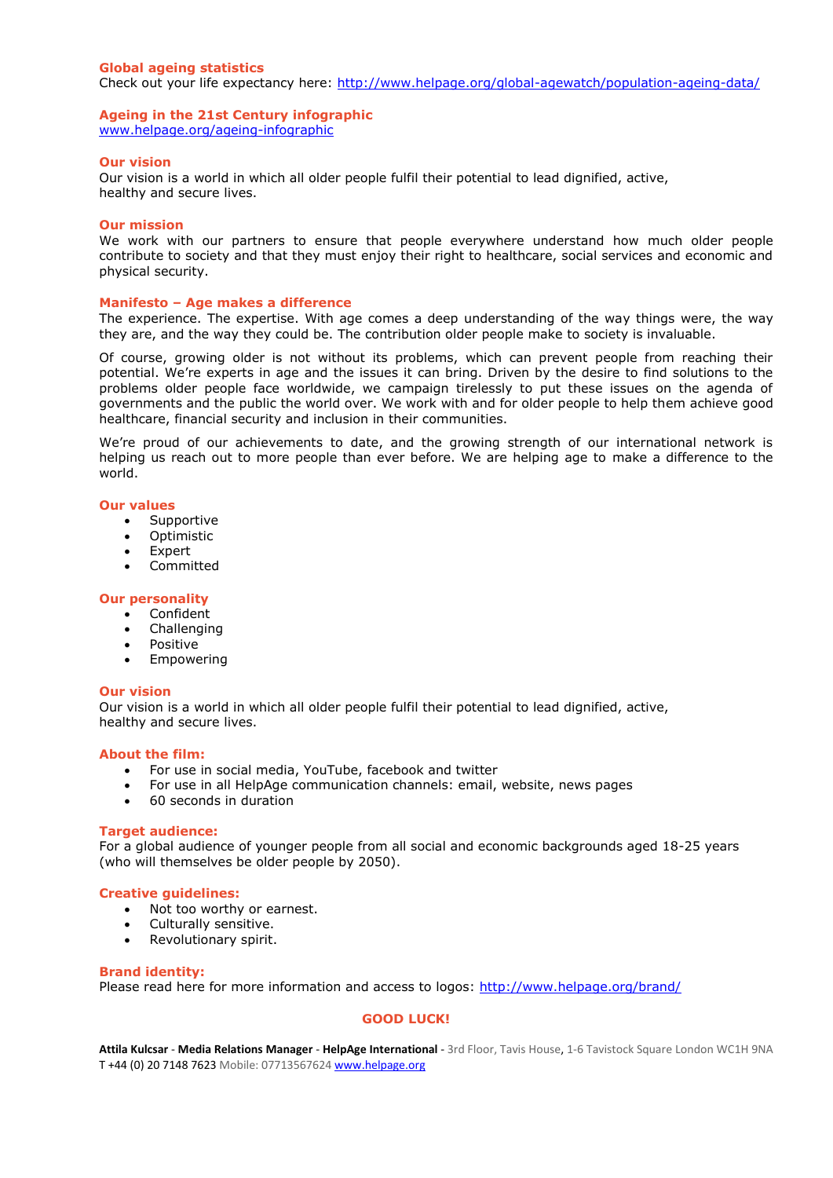### Global ageing statistics

Check out your life expectancy here: [http://www.helpage.org/global-agewatch/population-ageing-data/](http://www.helpage.org/global-agewatch/population-ageing-data/)

### Ageing in the 21st Century infographic

[www.helpage.org/ageing-infographic](http://www.helpage.org/ageing-infographic)

### Our vision

Our vision is a world in which all older people fulfil their potential to lead dignified, active, healthy and secure lives.

### Our mission

We work with our partners to ensure that people everywhere understand how much older people contribute to society and that they must enjoy their right to healthcare, social services and economic and physical security.

### Manifesto – Age makes a difference

The experience. The expertise. With age comes a deep understanding of the way things were, the way they are, and the way they could be. The contribution older people make to society is invaluable.

Of course, growing older is not without its problems, which can prevent people from reaching their potential. We're experts in age and the issues it can bring. Driven by the desire to find solutions to the problems older people face worldwide, we campaign tirelessly to put these issues on the agenda of governments and the public the world over. We work with and for older people to help them achieve good healthcare, financial security and inclusion in their communities.

We're proud of our achievements to date, and the growing strength of our international network is helping us reach out to more people than ever before. We are helping age to make a difference to the world.

### Our values

- Supportive
- Optimistic
- Expert
- Committed

### Our personality

- Confident
- Challenging
- Positive
- Empowering

### Our vision

Our vision is a world in which all older people fulfil their potential to lead dignified, active, healthy and secure lives.

### About the film:

- For use in social media, YouTube, facebook and twitter
- For use in all HelpAge communication channels: email, website, news pages
- 60 seconds in duration

### Target audience:

For a global audience of younger people from all social and economic backgrounds aged 18-25 years (who will themselves be older people by 2050).

### Creative guidelines:

- Not too worthy or earnest.
- Culturally sensitive.
- Revolutionary spirit.

### Brand identity:

Please read here for more information and access to logos: [http://www.helpage.org/brand/](http://www.helpage.org/brand/)

**GOOD LUCK!**

**Attila Kulcsar** - **Media Relations Manager** - **HelpAge International** - 3rd Floor, Tavis House, 1-6 Tavistock Square London WC1H 9NA
T +44 (0) 20 7148 7623 Mobile: 07713567624 [www.helpage.org](http://www.helpage.org)